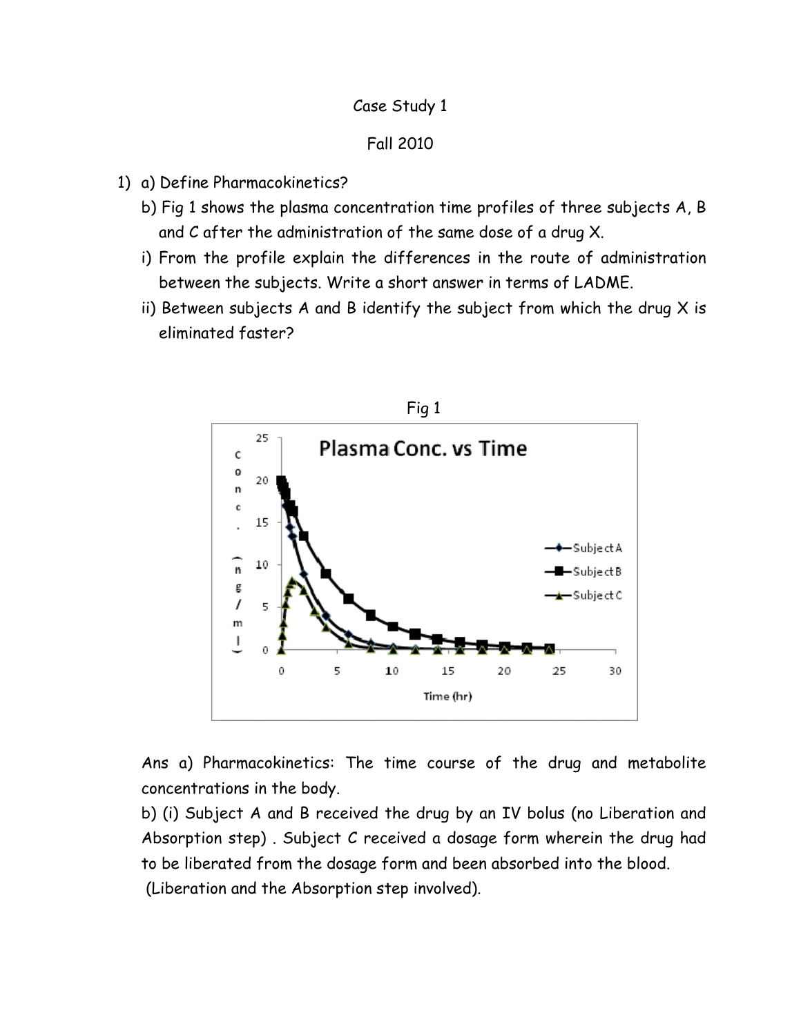Case Study 1

Fall 2010

1) a) Define Pharmacokinetics?

   b) Fig 1 shows the plasma concentration time profiles of three subjects A, B and C after the administration of the same dose of a drug X.

   i) From the profile explain the differences in the route of administration between the subjects. Write a short answer in terms of LADME.

   ii) Between subjects A and B identify the subject from which the drug X is eliminated faster?

Fig 1

Ans a) Pharmacokinetics: The time course of the drug and metabolite concentrations in the body.

b) (i) Subject A and B received the drug by an IV bolus (no Liberation and Absorption step) . Subject C received a dosage form wherein the drug had to be liberated from the dosage form and been absorbed into the blood. (Liberation and the Absorption step involved).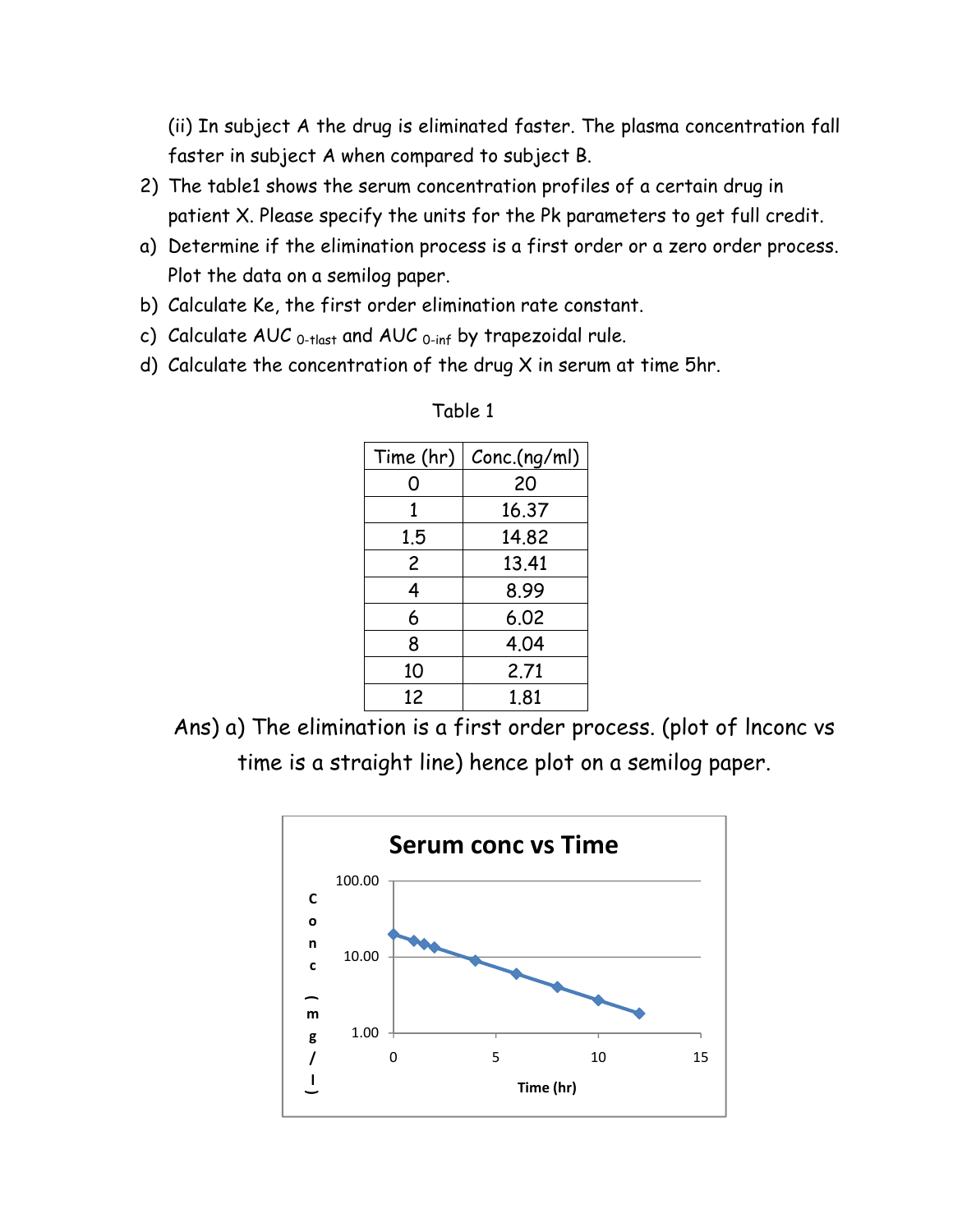(ii) In subject A the drug is eliminated faster. The plasma concentration fall faster in subject A when compared to subject B.

2) The table1 shows the serum concentration profiles of a certain drug in patient X. Please specify the units for the Pk parameters to get full credit.

a) Determine if the elimination process is a first order or a zero order process. Plot the data on a semilog paper.

b) Calculate Ke, the first order elimination rate constant.

c) Calculate AUC $_{0\text{-tlast}}$ and AUC $_{0\text{-inf}}$ by trapezoidal rule.

d) Calculate the concentration of the drug X in serum at time 5hr.

Table 1

| Time (hr) | Conc.(ng/ml) |
|---|---|
| 0 | 20 |
| 1 | 16.37 |
| 1.5 | 14.82 |
| 2 | 13.41 |
| 4 | 8.99 |
| 6 | 6.02 |
| 8 | 4.04 |
| 10 | 2.71 |
| 12 | 1.81 |

Ans) a) The elimination is a first order process. (plot of lnconc vs time is a straight line) hence plot on a semilog paper.

**Serum conc vs Time**

Conc (mg/l)

100.00

10.00

1.00

0 5 10 15

Time (hr)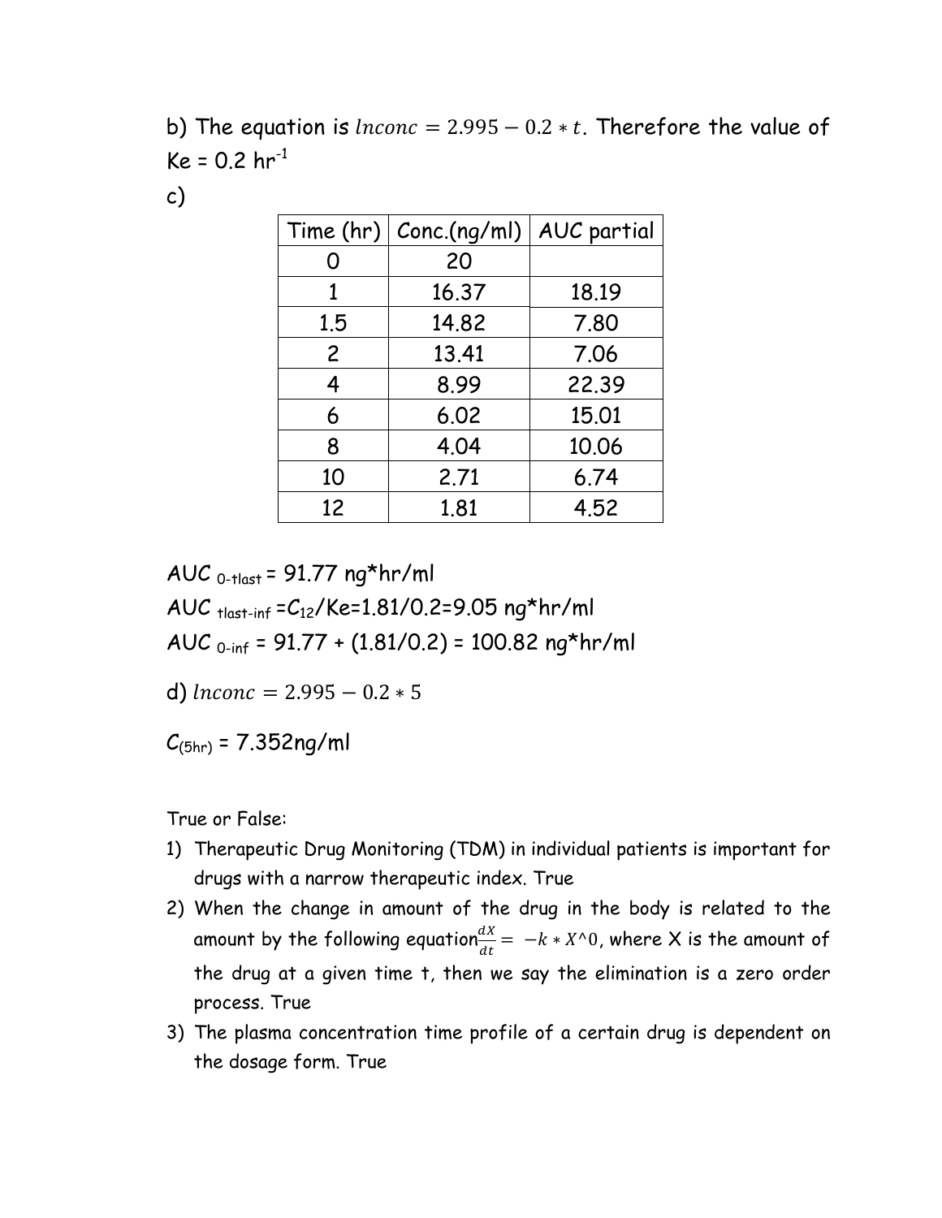b) The equation is $lnconc = 2.995 - 0.2 * t$. Therefore the value of Ke = 0.2 $hr^{-1}$

c)

| Time (hr) | Conc.(ng/ml) | AUC partial |
|---|---|---|
| 0 | 20 | |
| 1 | 16.37 | 18.19 |
| 1.5 | 14.82 | 7.80 |
| 2 | 13.41 | 7.06 |
| 4 | 8.99 | 22.39 |
| 6 | 6.02 | 15.01 |
| 8 | 4.04 | 10.06 |
| 10 | 2.71 | 6.74 |
| 12 | 1.81 | 4.52 |

$AUC_{0\text{-tlast}}$ = 91.77 ng*hr/ml

$AUC_{\text{tlast-inf}}$ = $C_{12}$/Ke=1.81/0.2=9.05 ng*hr/ml

$AUC_{0\text{-inf}}$ = 91.77 + (1.81/0.2) = 100.82 ng*hr/ml

d) $lnconc = 2.995 - 0.2 * 5$

$C_{(5hr)}$ = 7.352ng/ml

True or False:

1) Therapeutic Drug Monitoring (TDM) in individual patients is important for drugs with a narrow therapeutic index. True
2) When the change in amount of the drug in the body is related to the amount by the following equation $\frac{dX}{dt} = -k * X^0$, where X is the amount of the drug at a given time t, then we say the elimination is a zero order process. True
3) The plasma concentration time profile of a certain drug is dependent on the dosage form. True